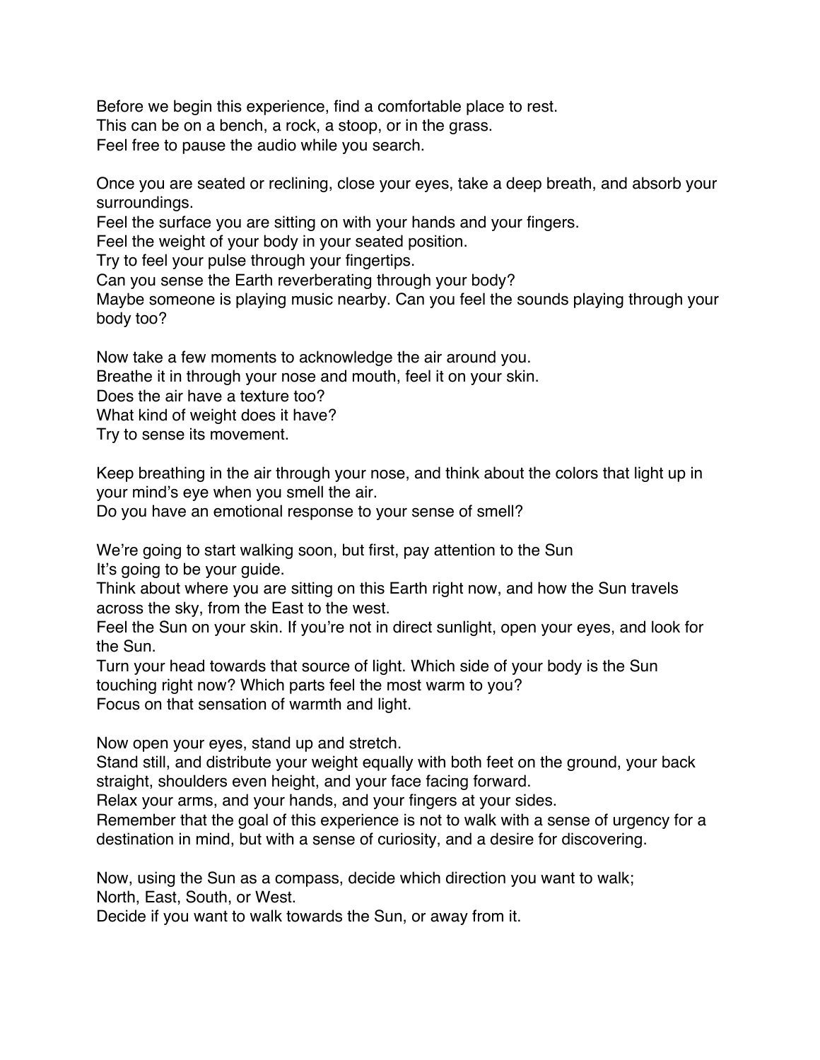Before we begin this experience, find a comfortable place to rest.
This can be on a bench, a rock, a stoop, or in the grass.
Feel free to pause the audio while you search.

Once you are seated or reclining, close your eyes, take a deep breath, and absorb your surroundings.
Feel the surface you are sitting on with your hands and your fingers.
Feel the weight of your body in your seated position.
Try to feel your pulse through your fingertips.
Can you sense the Earth reverberating through your body?
Maybe someone is playing music nearby. Can you feel the sounds playing through your body too?

Now take a few moments to acknowledge the air around you.
Breathe it in through your nose and mouth, feel it on your skin.
Does the air have a texture too?
What kind of weight does it have?
Try to sense its movement.

Keep breathing in the air through your nose, and think about the colors that light up in your mind's eye when you smell the air.
Do you have an emotional response to your sense of smell?

We're going to start walking soon, but first, pay attention to the Sun
It's going to be your guide.
Think about where you are sitting on this Earth right now, and how the Sun travels across the sky, from the East to the west.
Feel the Sun on your skin. If you're not in direct sunlight, open your eyes, and look for the Sun.
Turn your head towards that source of light. Which side of your body is the Sun touching right now? Which parts feel the most warm to you?
Focus on that sensation of warmth and light.

Now open your eyes, stand up and stretch.
Stand still, and distribute your weight equally with both feet on the ground, your back straight, shoulders even height, and your face facing forward.
Relax your arms, and your hands, and your fingers at your sides.
Remember that the goal of this experience is not to walk with a sense of urgency for a destination in mind, but with a sense of curiosity, and a desire for discovering.

Now, using the Sun as a compass, decide which direction you want to walk;
North, East, South, or West.
Decide if you want to walk towards the Sun, or away from it.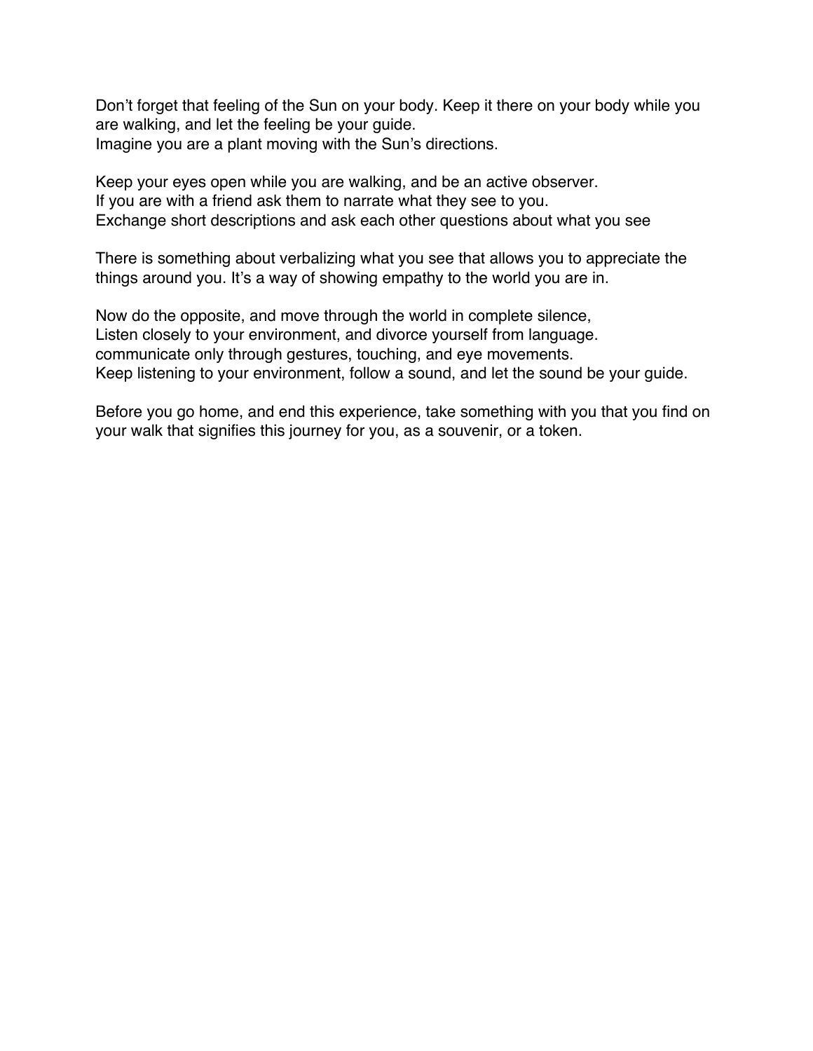Don't forget that feeling of the Sun on your body. Keep it there on your body while you are walking, and let the feeling be your guide.
Imagine you are a plant moving with the Sun's directions.

Keep your eyes open while you are walking, and be an active observer.
If you are with a friend ask them to narrate what they see to you.
Exchange short descriptions and ask each other questions about what you see

There is something about verbalizing what you see that allows you to appreciate the things around you. It's a way of showing empathy to the world you are in.

Now do the opposite, and move through the world in complete silence,
Listen closely to your environment, and divorce yourself from language.
communicate only through gestures, touching, and eye movements.
Keep listening to your environment, follow a sound, and let the sound be your guide.

Before you go home, and end this experience, take something with you that you find on your walk that signifies this journey for you, as a souvenir, or a token.